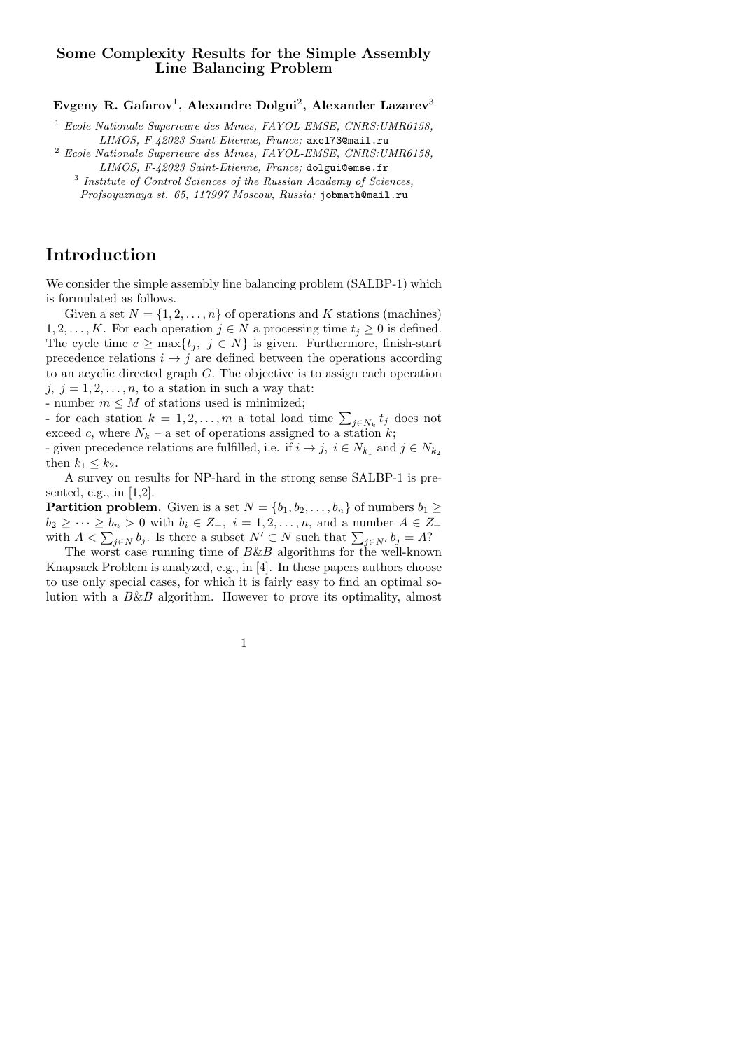# Some Complexity Results for the Simple Assembly Line Balancing Problem

**Evgeny R. Gafarov[1], Alexandre Dolgui[2], Alexander Lazarev[3]**

[1] *Ecole Nationale Superieure des Mines, FAYOL-EMSE, CNRS:UMR6158, LIMOS, F-42023 Saint-Etienne, France;* axel73@mail.ru

[2] *Ecole Nationale Superieure des Mines, FAYOL-EMSE, CNRS:UMR6158, LIMOS, F-42023 Saint-Etienne, France;* dolgui@emse.fr

[3] *Institute of Control Sciences of the Russian Academy of Sciences, Profsoyuznaya st. 65, 117997 Moscow, Russia;* jobmath@mail.ru

## Introduction

We consider the simple assembly line balancing problem (SALBP-1) which is formulated as follows.

Given a set $N = \{1, 2, \ldots, n\}$ of operations and $K$ stations (machines) $1, 2, \ldots, K$. For each operation $j \in N$ a processing time $t_j \geq 0$ is defined. The cycle time $c \geq \max\{t_j,\ j \in N\}$ is given. Furthermore, finish-start precedence relations $i \to j$ are defined between the operations according to an acyclic directed graph $G$. The objective is to assign each operation $j,\ j = 1, 2, \ldots, n$, to a station in such a way that:
- number $m \leq M$ of stations used is minimized;
- for each station $k = 1, 2, \ldots, m$ a total load time $\sum_{j \in N_k} t_j$ does not exceed $c$, where $N_k$ – a set of operations assigned to a station $k$;
- given precedence relations are fulfilled, i.e. if $i \to j$, $i \in N_{k_1}$ and $j \in N_{k_2}$ then $k_1 \leq k_2$.

A survey on results for NP-hard in the strong sense SALBP-1 is presented, e.g., in [1,2].

**Partition problem.** Given is a set $N = \{b_1, b_2, \ldots, b_n\}$ of numbers $b_1 \geq b_2 \geq \cdots \geq b_n > 0$ with $b_i \in Z_+,\ i = 1, 2, \ldots, n$, and a number $A \in Z_+$ with $A < \sum_{j \in N} b_j$. Is there a subset $N' \subset N$ such that $\sum_{j \in N'} b_j = A$?

The worst case running time of *B&B* algorithms for the well-known Knapsack Problem is analyzed, e.g., in [4]. In these papers authors choose to use only special cases, for which it is fairly easy to find an optimal solution with a *B&B* algorithm. However to prove its optimality, almost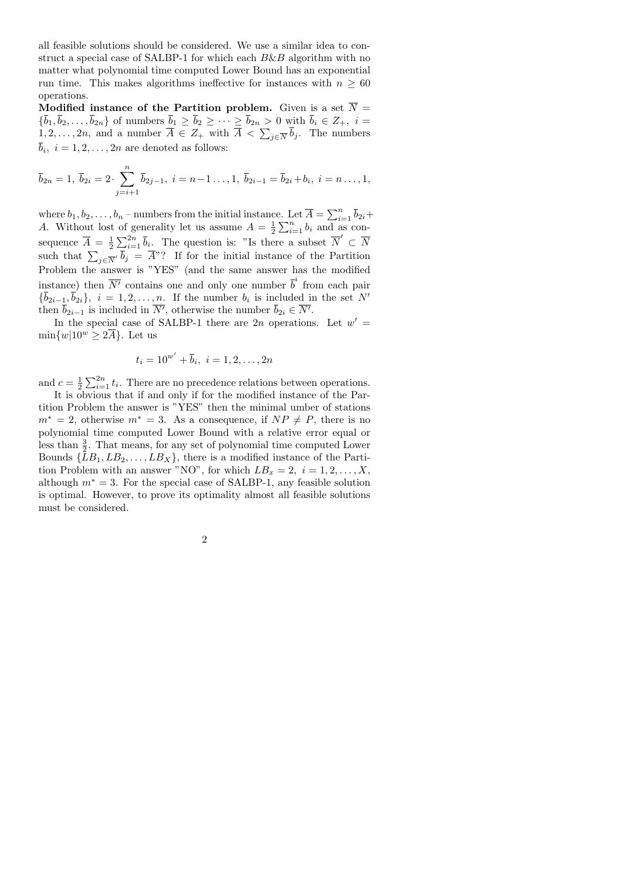all feasible solutions should be considered. We use a similar idea to construct a special case of SALBP-1 for which each $B\&B$ algorithm with no matter what polynomial time computed Lower Bound has an exponential run time. This makes algorithms ineffective for instances with $n \geq 60$ operations.

**Modified instance of the Partition problem.** Given is a set $\overline{N} = \{\overline{b}_1, \overline{b}_2, \ldots, \overline{b}_{2n}\}$ of numbers $\overline{b}_1 \geq \overline{b}_2 \geq \cdots \geq \overline{b}_{2n} > 0$ with $\overline{b}_i \in Z_+,\ i = 1, 2, \ldots, 2n$, and a number $\overline{A} \in Z_+$ with $\overline{A} < \sum_{j \in \overline{N}} \overline{b}_j$. The numbers $\overline{b}_i,\ i = 1, 2, \ldots, 2n$ are denoted as follows:

$$\overline{b}_{2n} = 1,\ \overline{b}_{2i} = 2 \cdot \sum_{j=i+1}^{n} \overline{b}_{2j-1},\ i = n-1 \ldots, 1,\ \overline{b}_{2i-1} = \overline{b}_{2i} + b_i,\ i = n \ldots, 1,$$

where $b_1, b_2, \ldots, b_n$ – numbers from the initial instance. Let $\overline{A} = \sum_{i=1}^{n} \overline{b}_{2i} + A$. Without lost of generality let us assume $A = \frac{1}{2} \sum_{i=1}^{n} b_i$ and as consequence $\overline{A} = \frac{1}{2} \sum_{i=1}^{2n} \overline{b}_i$. The question is: "Is there a subset $\overline{N}' \subset \overline{N}$ such that $\sum_{j \in \overline{N}'} \overline{b}_j = \overline{A}$"? If for the initial instance of the Partition Problem the answer is "YES" (and the same answer has the modified instance) then $\overline{N'}$ contains one and only one number $\overline{b}^i$ from each pair $\{\overline{b}_{2i-1}, \overline{b}_{2i}\},\ i = 1, 2, \ldots, n$. If the number $b_i$ is included in the set $N'$ then $\overline{b}_{2i-1}$ is included in $\overline{N'}$, otherwise the number $\overline{b}_{2i} \in \overline{N'}$.

In the special case of SALBP-1 there are $2n$ operations. Let $w' = \min\{w | 10^w \geq 2\overline{A}\}$. Let us

$$t_i = 10^{w'} + \overline{b}_i,\ i = 1, 2, \ldots, 2n$$

and $c = \frac{1}{2} \sum_{i=1}^{2n} t_i$. There are no precedence relations between operations.

It is obvious that if and only if for the modified instance of the Partition Problem the answer is "YES" then the minimal umber of stations $m^* = 2$, otherwise $m^* = 3$. As a consequence, if $NP \neq P$, there is no polynomial time computed Lower Bound with a relative error equal or less than $\frac{3}{2}$. That means, for any set of polynomial time computed Lower Bounds $\{LB_1, LB_2, \ldots, LB_X\}$, there is a modified instance of the Partition Problem with an answer "NO", for which $LB_x = 2,\ i = 1, 2, \ldots, X$, although $m^* = 3$. For the special case of SALBP-1, any feasible solution is optimal. However, to prove its optimality almost all feasible solutions must be considered.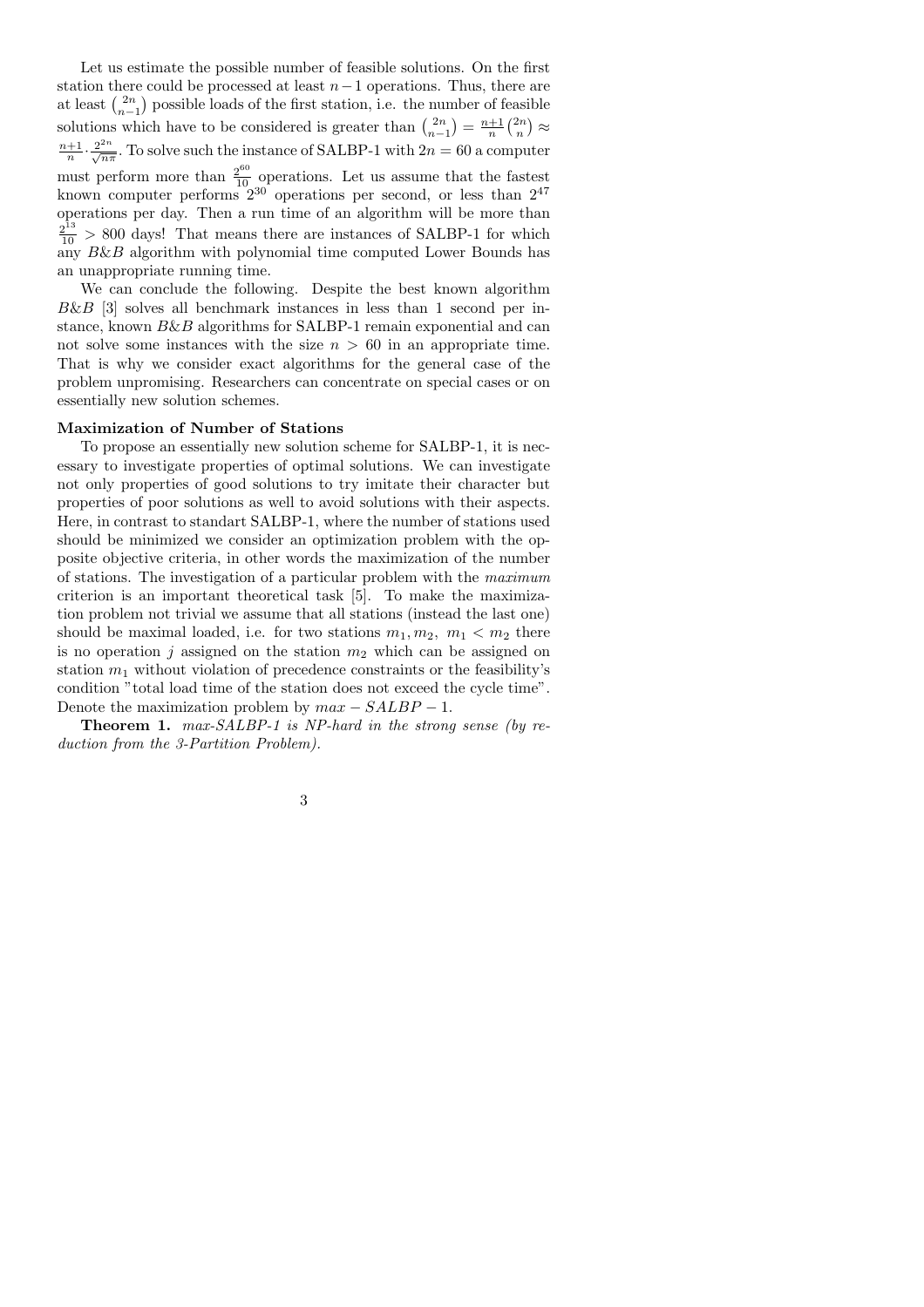Let us estimate the possible number of feasible solutions. On the first station there could be processed at least $n-1$ operations. Thus, there are at least $\binom{2n}{n-1}$ possible loads of the first station, i.e. the number of feasible solutions which have to be considered is greater than $\binom{2n}{n-1} = \frac{n+1}{n}\binom{2n}{n} \approx \frac{n+1}{n} \cdot \frac{2^{2n}}{\sqrt{n\pi}}$. To solve such the instance of SALBP-1 with $2n = 60$ a computer must perform more than $\frac{2^{60}}{10}$ operations. Let us assume that the fastest known computer performs $2^{30}$ operations per second, or less than $2^{47}$ operations per day. Then a run time of an algorithm will be more than $\frac{2^{13}}{10} > 800$ days! That means there are instances of SALBP-1 for which any $B\&B$ algorithm with polynomial time computed Lower Bounds has an unappropriate running time.

We can conclude the following. Despite the best known algorithm $B\&B$ [3] solves all benchmark instances in less than 1 second per instance, known $B\&B$ algorithms for SALBP-1 remain exponential and can not solve some instances with the size $n > 60$ in an appropriate time. That is why we consider exact algorithms for the general case of the problem unpromising. Researchers can concentrate on special cases or on essentially new solution schemes.

**Maximization of Number of Stations**

To propose an essentially new solution scheme for SALBP-1, it is necessary to investigate properties of optimal solutions. We can investigate not only properties of good solutions to try imitate their character but properties of poor solutions as well to avoid solutions with their aspects. Here, in contrast to standart SALBP-1, where the number of stations used should be minimized we consider an optimization problem with the opposite objective criteria, in other words the maximization of the number of stations. The investigation of a particular problem with the *maximum* criterion is an important theoretical task [5]. To make the maximization problem not trivial we assume that all stations (instead the last one) should be maximal loaded, i.e. for two stations $m_1, m_2,\ m_1 < m_2$ there is no operation $j$ assigned on the station $m_2$ which can be assigned on station $m_1$ without violation of precedence constraints or the feasibility's condition "total load time of the station does not exceed the cycle time". Denote the maximization problem by $max - SALBP - 1$.

**Theorem 1.** *max-SALBP-1 is NP-hard in the strong sense (by reduction from the 3-Partition Problem).*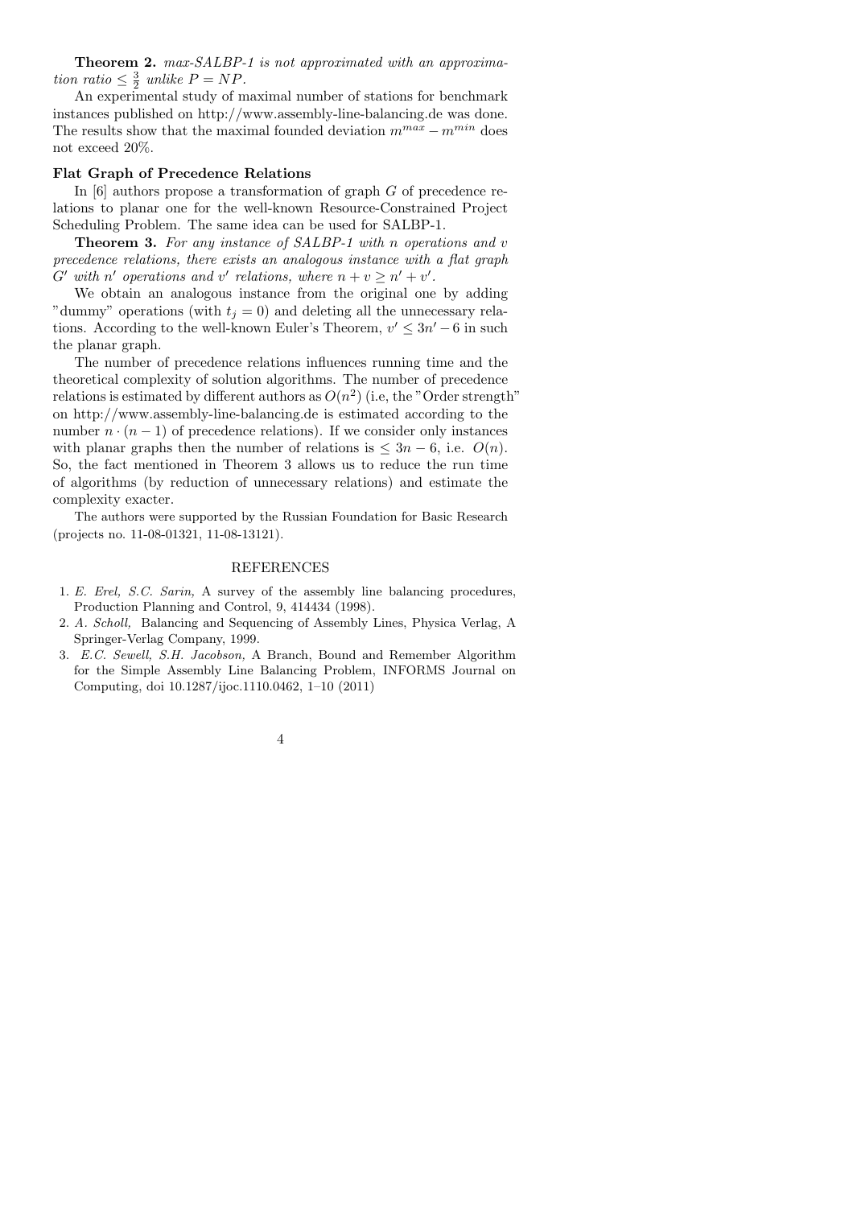**Theorem 2.** *max-SALBP-1 is not approximated with an approximation ratio* $\leq \frac{3}{2}$ *unlike* $P = NP$.

An experimental study of maximal number of stations for benchmark instances published on http://www.assembly-line-balancing.de was done. The results show that the maximal founded deviation $m^{max} - m^{min}$ does not exceed 20%.

### Flat Graph of Precedence Relations

In [6] authors propose a transformation of graph $G$ of precedence relations to planar one for the well-known Resource-Constrained Project Scheduling Problem. The same idea can be used for SALBP-1.

**Theorem 3.** *For any instance of SALBP-1 with* $n$ *operations and* $v$ *precedence relations, there exists an analogous instance with a flat graph* $G'$ *with* $n'$ *operations and* $v'$ *relations, where* $n + v \geq n' + v'$.

We obtain an analogous instance from the original one by adding "dummy" operations (with $t_j = 0$) and deleting all the unnecessary relations. According to the well-known Euler's Theorem, $v' \leq 3n' - 6$ in such the planar graph.

The number of precedence relations influences running time and the theoretical complexity of solution algorithms. The number of precedence relations is estimated by different authors as $O(n^2)$ (i.e, the "Order strength" on http://www.assembly-line-balancing.de is estimated according to the number $n \cdot (n-1)$ of precedence relations). If we consider only instances with planar graphs then the number of relations is $\leq 3n - 6$, i.e. $O(n)$. So, the fact mentioned in Theorem 3 allows us to reduce the run time of algorithms (by reduction of unnecessary relations) and estimate the complexity exacter.

The authors were supported by the Russian Foundation for Basic Research (projects no. 11-08-01321, 11-08-13121).

### REFERENCES

1. *E. Erel, S.C. Sarin,* A survey of the assembly line balancing procedures, Production Planning and Control, 9, 414434 (1998).
2. *A. Scholl,* Balancing and Sequencing of Assembly Lines, Physica Verlag, A Springer-Verlag Company, 1999.
3. *E.C. Sewell, S.H. Jacobson,* A Branch, Bound and Remember Algorithm for the Simple Assembly Line Balancing Problem, INFORMS Journal on Computing, doi 10.1287/ijoc.1110.0462, 1–10 (2011)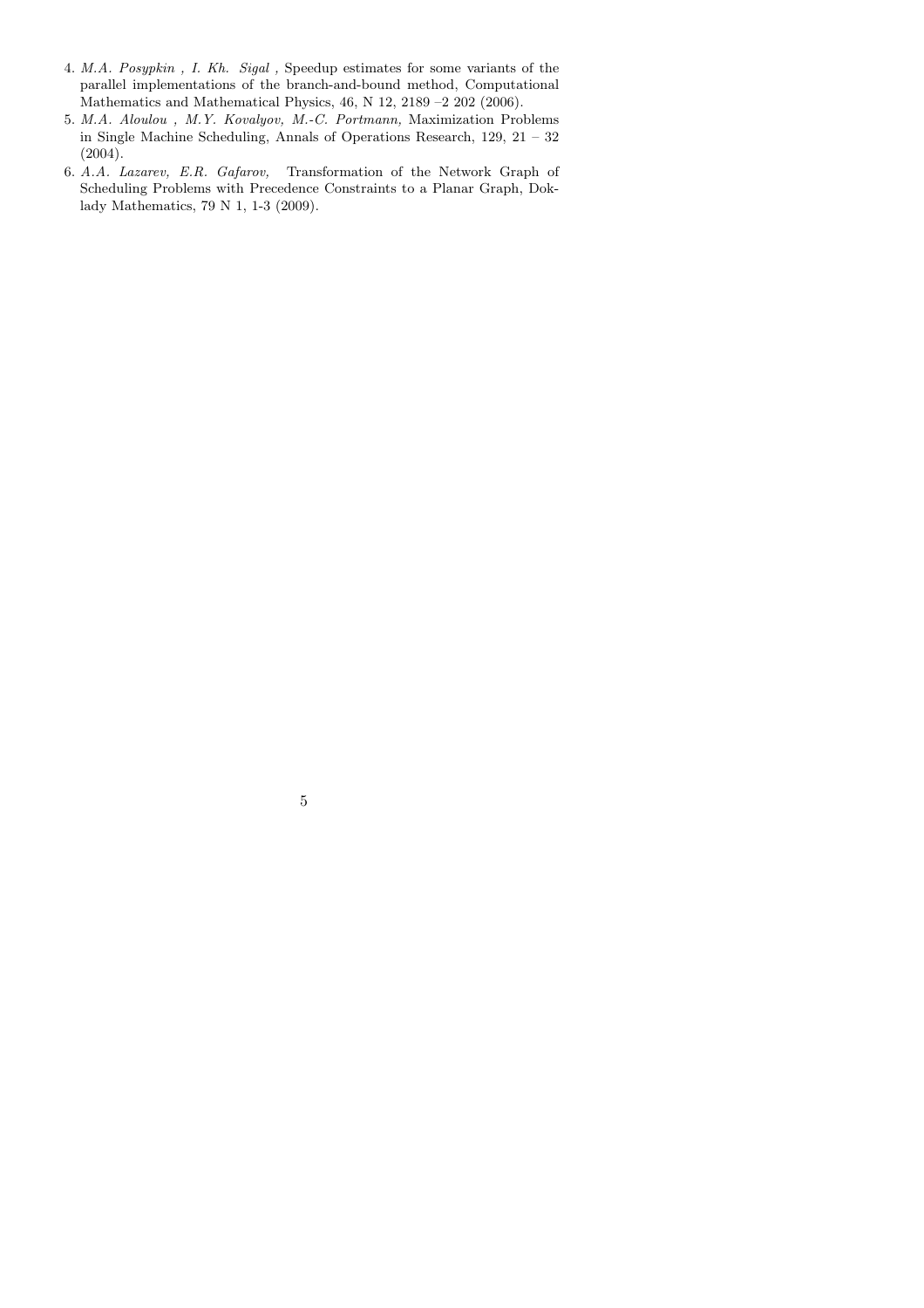4. *M.A. Posypkin , I. Kh. Sigal ,* Speedup estimates for some variants of the parallel implementations of the branch-and-bound method, Computational Mathematics and Mathematical Physics, 46, N 12, 2189 –2 202 (2006).
5. *M.A. Aloulou , M.Y. Kovalyov, M.-C. Portmann,* Maximization Problems in Single Machine Scheduling, Annals of Operations Research, 129, 21 – 32 (2004).
6. *A.A. Lazarev, E.R. Gafarov,* Transformation of the Network Graph of Scheduling Problems with Precedence Constraints to a Planar Graph, Doklady Mathematics, 79 N 1, 1-3 (2009).